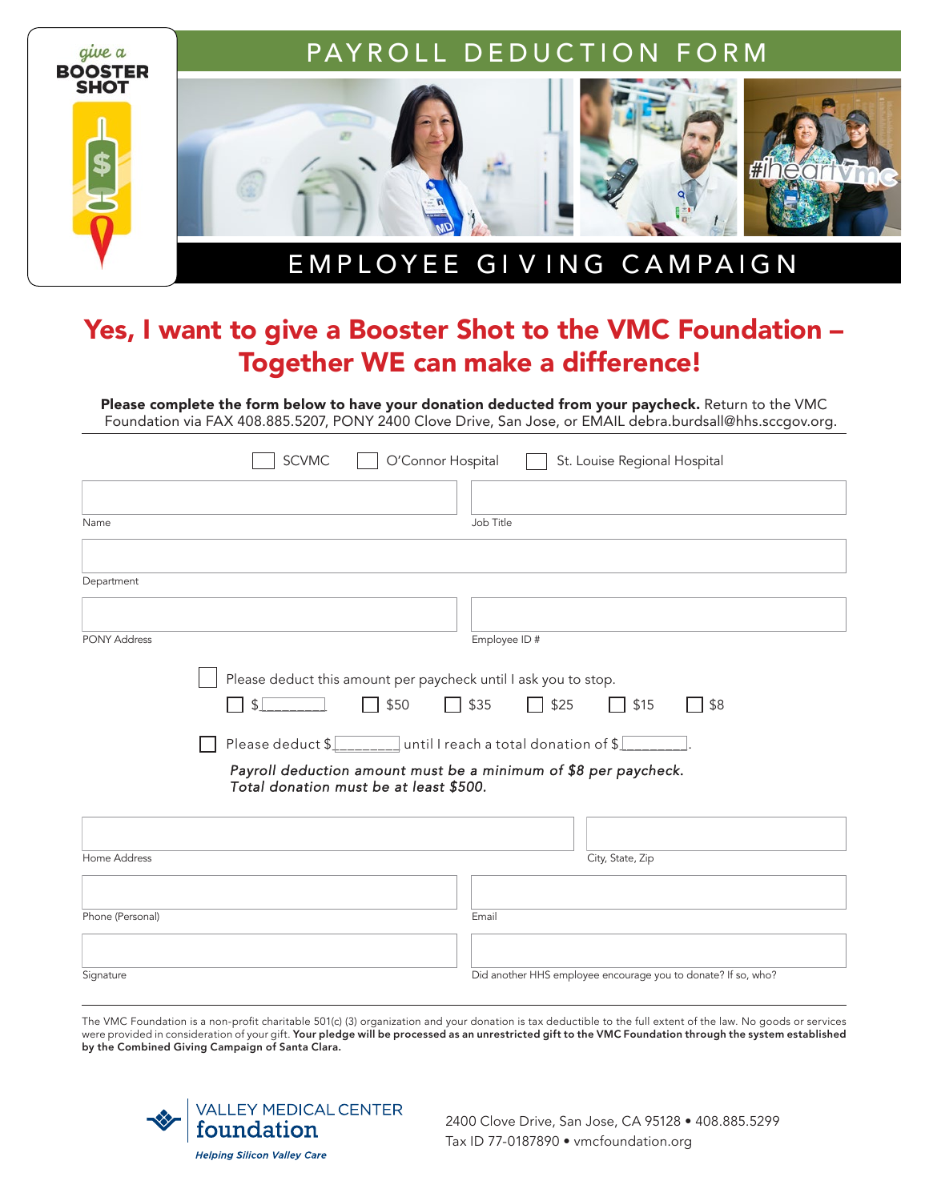give a **BOOSTER SHOT**

# PAYROLL DEDUCTION FORM

#iheartvmc

## EMPLOYEE GIVING CAMPAIGN

## Yes, I want to give a Booster Shot to the VMC Foundation – Together WE can make a difference!

**Please complete the form below to have your donation deducted from your paycheck.** Return to the VMC Foundation via FAX 408.885.5207, PONY 2400 Clove Drive, San Jose, or EMAIL debra.burdsall@hhs.sccgov.org.

☐ SCVMC ☐ O'Connor Hospital ☐ St. Louise Regional Hospital

Name ____________________ Job Title ____________________

Department ____________________

PONY Address ____________________ Employee ID # ____________________

☐ Please deduct this amount per paycheck until I ask you to stop.

☐ $________ ☐ $50 ☐ $35 ☐ $25 ☐ $15 ☐ $8

☐ Please deduct $________ until I reach a total donation of $________.

*Payroll deduction amount must be a minimum of $8 per paycheck.*
*Total donation must be at least $500.*

Home Address ____________________ City, State, Zip ____________________

Phone (Personal) ____________________ Email ____________________

Signature ____________________ Did another HHS employee encourage you to donate? If so, who? ____________________

The VMC Foundation is a non-profit charitable 501(c) (3) organization and your donation is tax deductible to the full extent of the law. No goods or services were provided in consideration of your gift. **Your pledge will be processed as an unrestricted gift to the VMC Foundation through the system established by the Combined Giving Campaign of Santa Clara.**

VALLEY MEDICAL CENTER foundation
*Helping Silicon Valley Care*

2400 Clove Drive, San Jose, CA 95128 • 408.885.5299
Tax ID 77-0187890 • vmcfoundation.org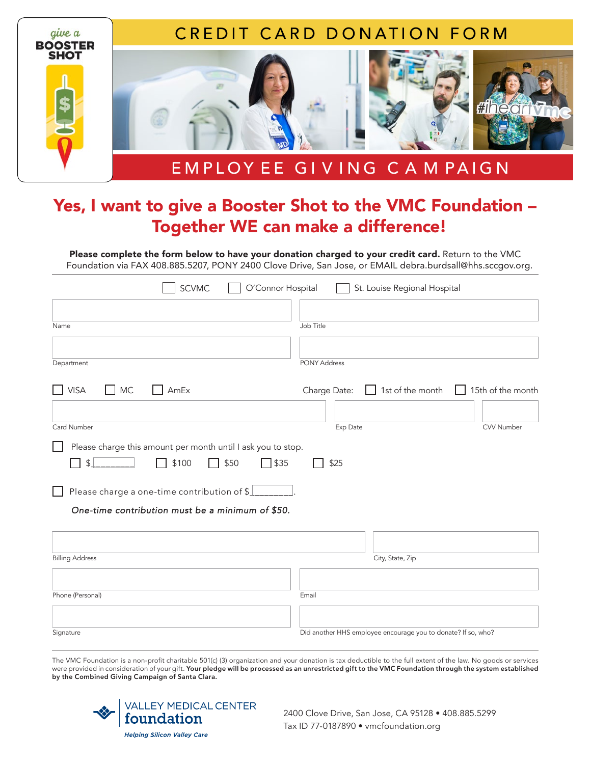give a BOOSTER SHOT

# CREDIT CARD DONATION FORM

## EMPLOYEE GIVING CAMPAIGN

## Yes, I want to give a Booster Shot to the VMC Foundation – Together WE can make a difference!

**Please complete the form below to have your donation charged to your credit card.** Return to the VMC Foundation via FAX 408.885.5207, PONY 2400 Clove Drive, San Jose, or EMAIL debra.burdsall@hhs.sccgov.org.

☐ SCVMC ☐ O'Connor Hospital ☐ St. Louise Regional Hospital

Name

Job Title

Department

PONY Address

☐ VISA ☐ MC ☐ AmEx

Charge Date: ☐ 1st of the month ☐ 15th of the month

Card Number

Exp Date

CVV Number

☐ Please charge this amount per month until I ask you to stop.

☐ $________ ☐ $100 ☐ $50 ☐ $35 ☐ $25

☐ Please charge a one-time contribution of $________.

*One-time contribution must be a minimum of $50.*

Billing Address

City, State, Zip

Phone (Personal)

Email

Signature

Did another HHS employee encourage you to donate? If so, who?

The VMC Foundation is a non-profit charitable 501(c) (3) organization and your donation is tax deductible to the full extent of the law. No goods or services were provided in consideration of your gift. **Your pledge will be processed as an unrestricted gift to the VMC Foundation through the system established by the Combined Giving Campaign of Santa Clara.**

VALLEY MEDICAL CENTER foundation

*Helping Silicon Valley Care*

2400 Clove Drive, San Jose, CA 95128 • 408.885.5299
Tax ID 77-0187890 • vmcfoundation.org